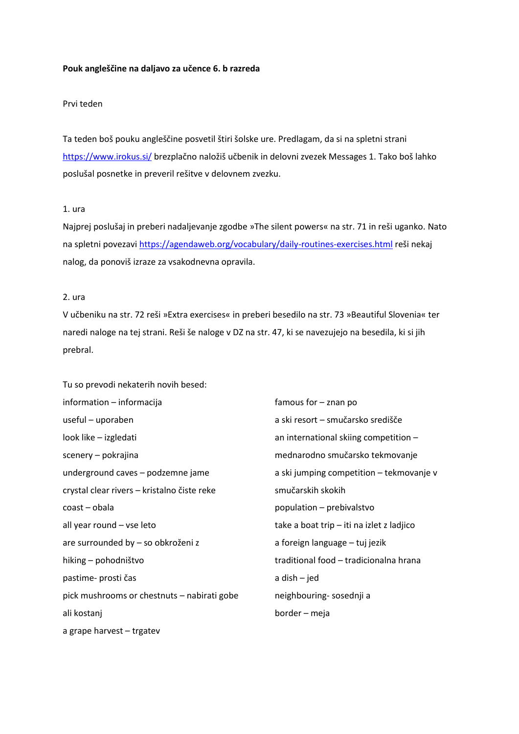**Pouk angleščine na daljavo za učence 6. b razreda**

Prvi teden

Ta teden boš pouku angleščine posvetil štiri šolske ure. Predlagam, da si na spletni strani [https://www.irokus.si/](https://www.irokus.si/) brezplačno naložiš učbenik in delovni zvezek Messages 1. Tako boš lahko poslušal posnetke in preveril rešitve v delovnem zvezku.

1. ura

Najprej poslušaj in preberi nadaljevanje zgodbe »The silent powers« na str. 71 in reši uganko. Nato na spletni povezavi [https://agendaweb.org/vocabulary/daily-routines-exercises.html](https://agendaweb.org/vocabulary/daily-routines-exercises.html) reši nekaj nalog, da ponoviš izraze za vsakodnevna opravila.

2. ura

V učbeniku na str. 72 reši »Extra exercises« in preberi besedilo na str. 73 »Beautiful Slovenia« ter naredi naloge na tej strani. Reši še naloge v DZ na str. 47, ki se navezujejo na besedila, ki si jih prebral.

Tu so prevodi nekaterih novih besed:

information – informacija
useful – uporaben
look like – izgledati
scenery – pokrajina
underground caves – podzemne jame
crystal clear rivers – kristalno čiste reke
coast – obala
all year round – vse leto
are surrounded by – so obkroženi z
hiking – pohodništvo
pastime- prosti čas
pick mushrooms or chestnuts – nabirati gobe ali kostanj
a grape harvest – trgatev
famous for – znan po
a ski resort – smučarsko središče
an international skiing competition – mednarodno smučarsko tekmovanje
a ski jumping competition – tekmovanje v smučarskih skokih
population – prebivalstvo
take a boat trip – iti na izlet z ladjico
a foreign language – tuj jezik
traditional food – tradicionalna hrana
a dish – jed
neighbouring- sosednji a
border – meja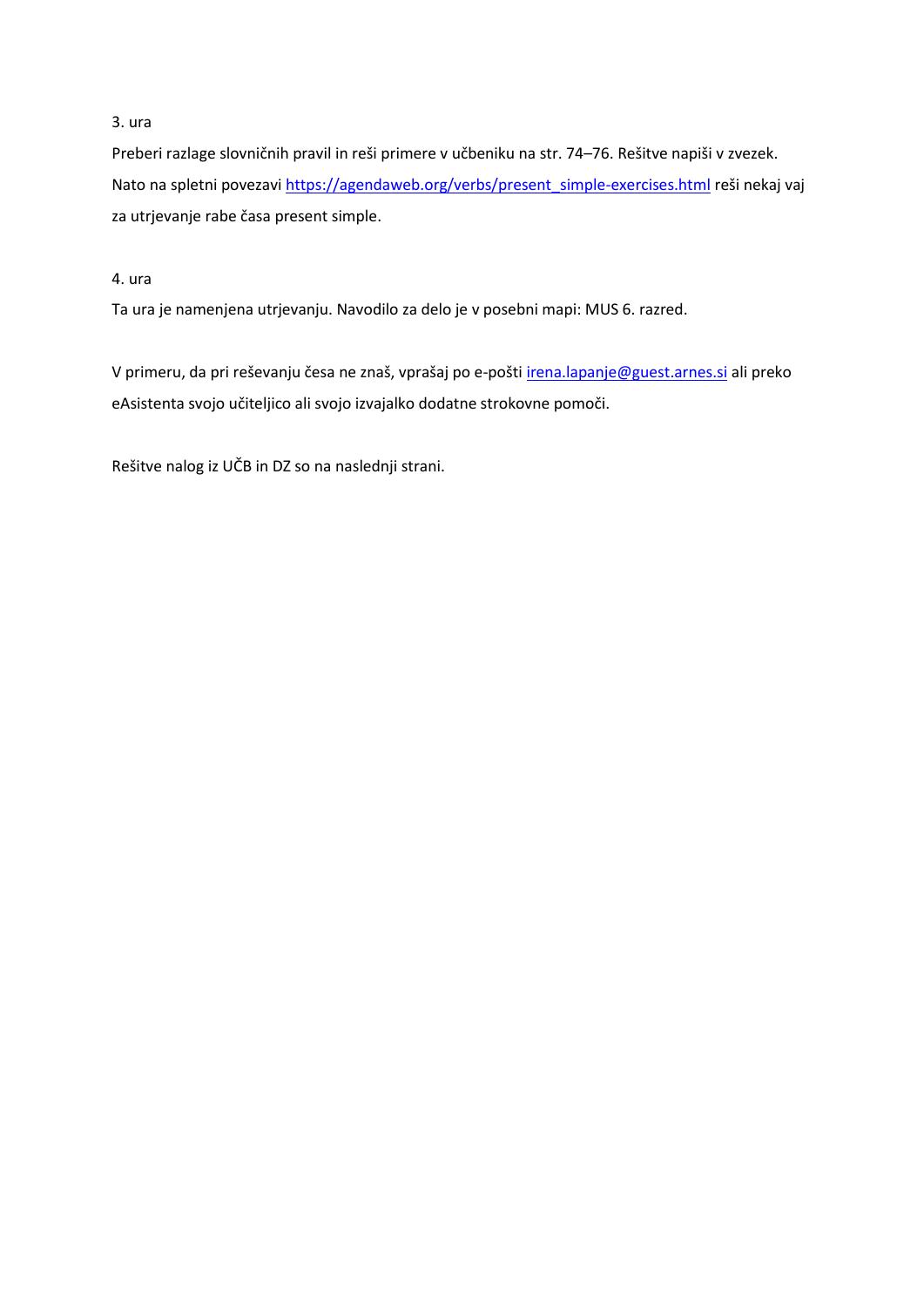3. ura

Preberi razlage slovničnih pravil in reši primere v učbeniku na str. 74–76. Rešitve napiši v zvezek. Nato na spletni povezavi https://agendaweb.org/verbs/present_simple-exercises.html reši nekaj vaj za utrjevanje rabe časa present simple.

4. ura

Ta ura je namenjena utrjevanju. Navodilo za delo je v posebni mapi: MUS 6. razred.

V primeru, da pri reševanju česa ne znaš, vprašaj po e-pošti irena.lapanje@guest.arnes.si ali preko eAsistenta svojo učiteljico ali svojo izvajalko dodatne strokovne pomoči.

Rešitve nalog iz UČB in DZ so na naslednji strani.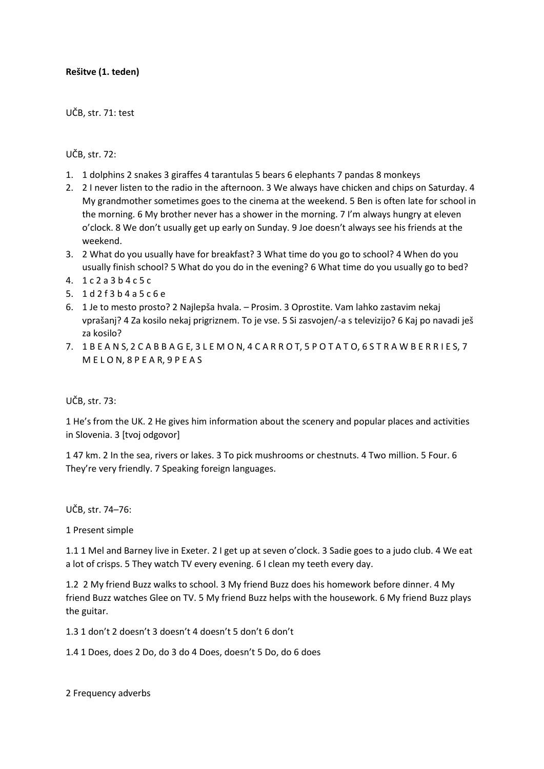**Rešitve (1. teden)**

UČB, str. 71: test

UČB, str. 72:

1. 1 dolphins 2 snakes 3 giraffes 4 tarantulas 5 bears 6 elephants 7 pandas 8 monkeys
2. 2 I never listen to the radio in the afternoon. 3 We always have chicken and chips on Saturday. 4 My grandmother sometimes goes to the cinema at the weekend. 5 Ben is often late for school in the morning. 6 My brother never has a shower in the morning. 7 I'm always hungry at eleven o'clock. 8 We don't usually get up early on Sunday. 9 Joe doesn't always see his friends at the weekend.
3. 2 What do you usually have for breakfast? 3 What time do you go to school? 4 When do you usually finish school? 5 What do you do in the evening? 6 What time do you usually go to bed?
4. 1 c 2 a 3 b 4 c 5 c
5. 1 d 2 f 3 b 4 a 5 c 6 e
6. 1 Je to mesto prosto? 2 Najlepša hvala. – Prosim. 3 Oprostite. Vam lahko zastavim nekaj vprašanj? 4 Za kosilo nekaj prigriznem. To je vse. 5 Si zasvojen/-a s televizijo? 6 Kaj po navadi ješ za kosilo?
7. 1 B E A N S, 2 C A B B A G E, 3 L E M O N, 4 C A R R O T, 5 P O T A T O, 6 S T R A W B E R R I E S, 7 M E L O N, 8 P E A R, 9 P E A S

UČB, str. 73:

1 He's from the UK. 2 He gives him information about the scenery and popular places and activities in Slovenia. 3 [tvoj odgovor]

1 47 km. 2 In the sea, rivers or lakes. 3 To pick mushrooms or chestnuts. 4 Two million. 5 Four. 6 They're very friendly. 7 Speaking foreign languages.

UČB, str. 74–76:

1 Present simple

1.1 1 Mel and Barney live in Exeter. 2 I get up at seven o'clock. 3 Sadie goes to a judo club. 4 We eat a lot of crisps. 5 They watch TV every evening. 6 I clean my teeth every day.

1.2 2 My friend Buzz walks to school. 3 My friend Buzz does his homework before dinner. 4 My friend Buzz watches Glee on TV. 5 My friend Buzz helps with the housework. 6 My friend Buzz plays the guitar.

1.3 1 don't 2 doesn't 3 doesn't 4 doesn't 5 don't 6 don't

1.4 1 Does, does 2 Do, do 3 do 4 Does, doesn't 5 Do, do 6 does

2 Frequency adverbs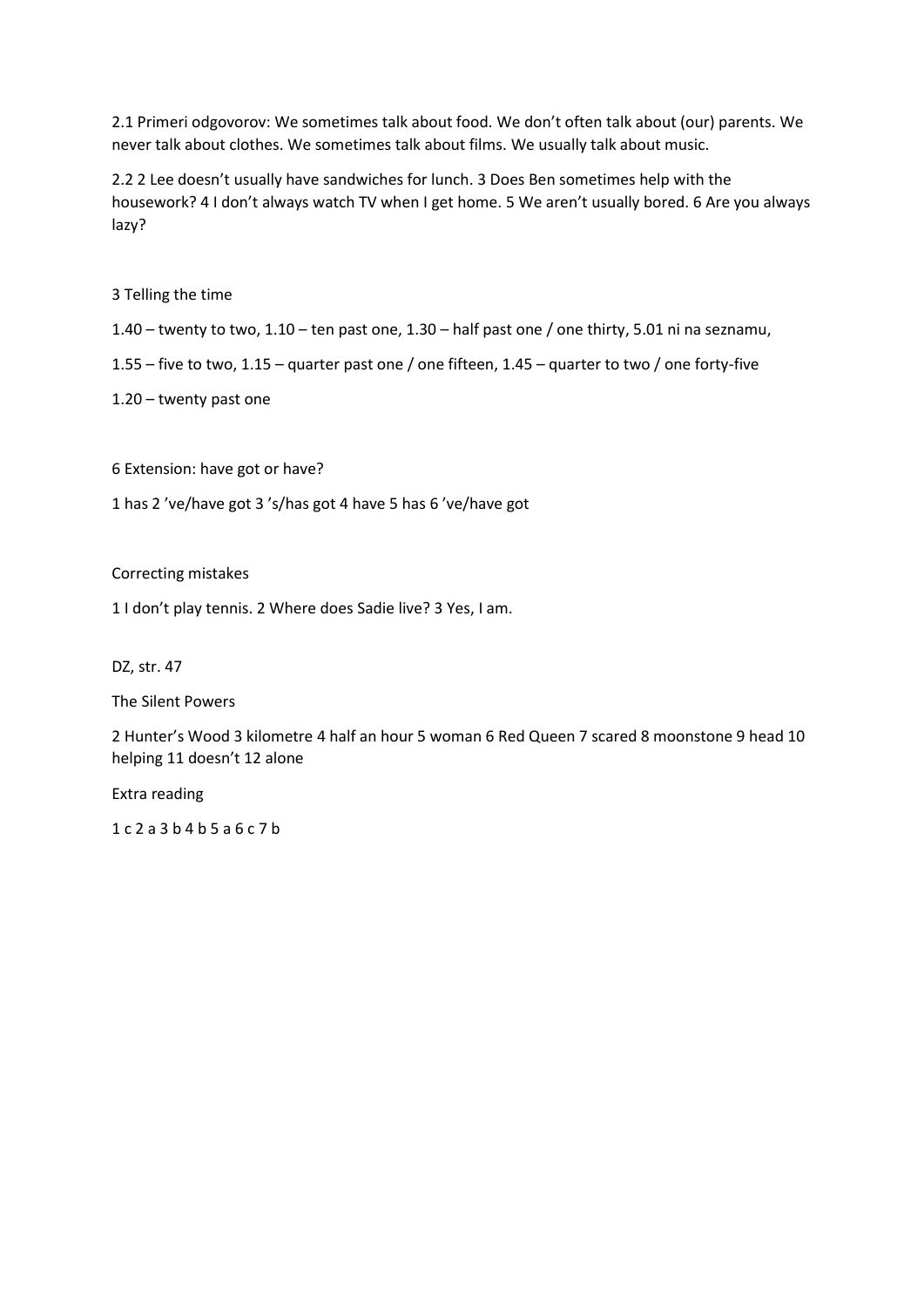2.1 Primeri odgovorov: We sometimes talk about food. We don't often talk about (our) parents. We never talk about clothes. We sometimes talk about films. We usually talk about music.

2.2 2 Lee doesn't usually have sandwiches for lunch. 3 Does Ben sometimes help with the housework? 4 I don't always watch TV when I get home. 5 We aren't usually bored. 6 Are you always lazy?

3 Telling the time

1.40 – twenty to two, 1.10 – ten past one, 1.30 – half past one / one thirty, 5.01 ni na seznamu,

1.55 – five to two, 1.15 – quarter past one / one fifteen, 1.45 – quarter to two / one forty-five

1.20 – twenty past one

6 Extension: have got or have?

1 has 2 've/have got 3 's/has got 4 have 5 has 6 've/have got

Correcting mistakes

1 I don't play tennis. 2 Where does Sadie live? 3 Yes, I am.

DZ, str. 47

The Silent Powers

2 Hunter's Wood 3 kilometre 4 half an hour 5 woman 6 Red Queen 7 scared 8 moonstone 9 head 10 helping 11 doesn't 12 alone

Extra reading

1 c 2 a 3 b 4 b 5 a 6 c 7 b